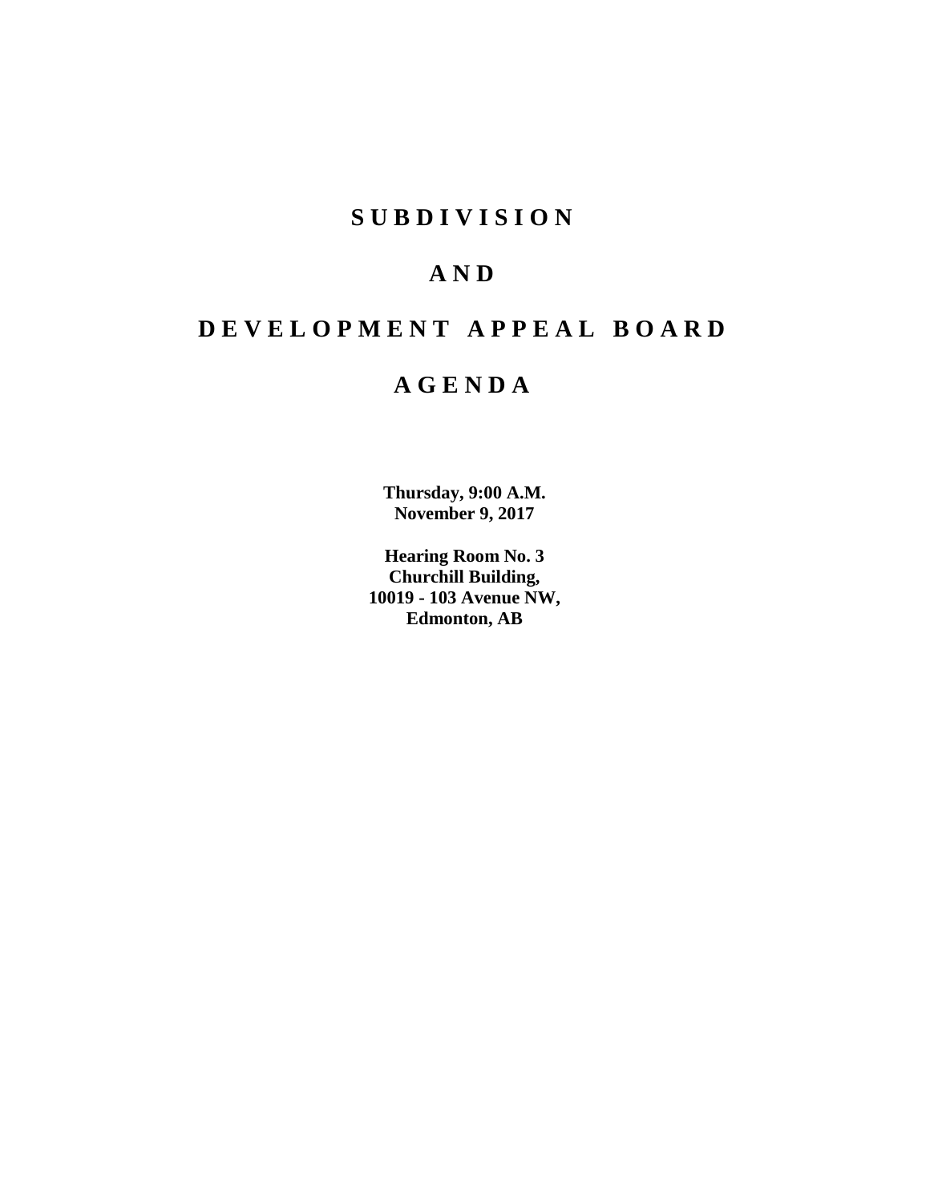# S U B D I V I S I O N

# A N D

# D E V E L O P M E N T   A P P E A L   B O A R D

# A G E N D A

**Thursday, 9:00 A.M.**
**November 9, 2017**

**Hearing Room No. 3**
**Churchill Building,**
**10019 - 103 Avenue NW,**
**Edmonton, AB**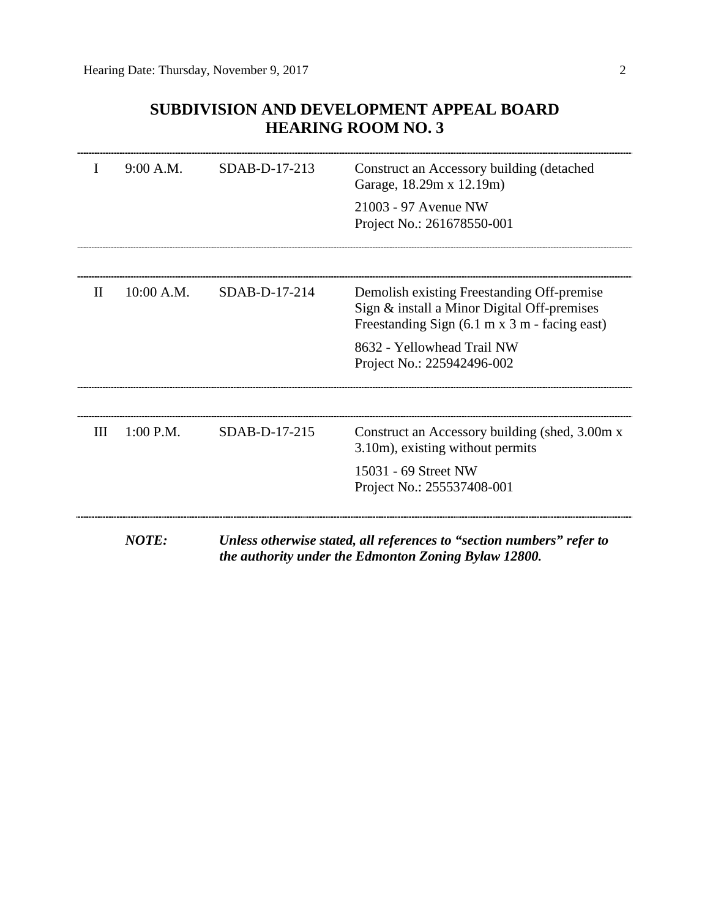# SUBDIVISION AND DEVELOPMENT APPEAL BOARD
# HEARING ROOM NO. 3

| | | | |
|---|---|---|---|
| I | 9:00 A.M. | SDAB-D-17-213 | Construct an Accessory building (detached Garage, 18.29m x 12.19m)<br><br>21003 - 97 Avenue NW<br>Project No.: 261678550-001 |
| II | 10:00 A.M. | SDAB-D-17-214 | Demolish existing Freestanding Off-premise Sign & install a Minor Digital Off-premises Freestanding Sign (6.1 m x 3 m - facing east)<br><br>8632 - Yellowhead Trail NW<br>Project No.: 225942496-002 |
| III | 1:00 P.M. | SDAB-D-17-215 | Construct an Accessory building (shed, 3.00m x 3.10m), existing without permits<br><br>15031 - 69 Street NW<br>Project No.: 255537408-001 |

***NOTE:*** ***Unless otherwise stated, all references to "section numbers" refer to the authority under the Edmonton Zoning Bylaw 12800.***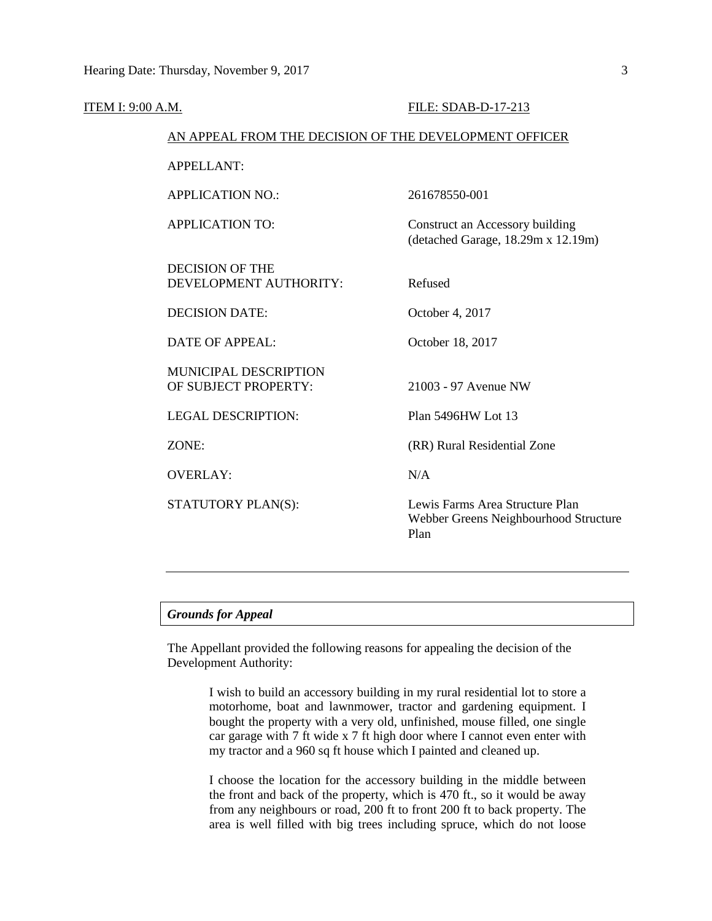ITEM I: 9:00 A.M. FILE: SDAB-D-17-213

AN APPEAL FROM THE DECISION OF THE DEVELOPMENT OFFICER

| | |
|---|---|
| APPELLANT: | |
| APPLICATION NO.: | 261678550-001 |
| APPLICATION TO: | Construct an Accessory building (detached Garage, 18.29m x 12.19m) |
| DECISION OF THE DEVELOPMENT AUTHORITY: | Refused |
| DECISION DATE: | October 4, 2017 |
| DATE OF APPEAL: | October 18, 2017 |
| MUNICIPAL DESCRIPTION OF SUBJECT PROPERTY: | 21003 - 97 Avenue NW |
| LEGAL DESCRIPTION: | Plan 5496HW Lot 13 |
| ZONE: | (RR) Rural Residential Zone |
| OVERLAY: | N/A |
| STATUTORY PLAN(S): | Lewis Farms Area Structure Plan<br>Webber Greens Neighbourhood Structure Plan |

---

***Grounds for Appeal***

The Appellant provided the following reasons for appealing the decision of the Development Authority:

> I wish to build an accessory building in my rural residential lot to store a motorhome, boat and lawnmower, tractor and gardening equipment. I bought the property with a very old, unfinished, mouse filled, one single car garage with 7 ft wide x 7 ft high door where I cannot even enter with my tractor and a 960 sq ft house which I painted and cleaned up.
>
> I choose the location for the accessory building in the middle between the front and back of the property, which is 470 ft., so it would be away from any neighbours or road, 200 ft to front 200 ft to back property. The area is well filled with big trees including spruce, which do not loose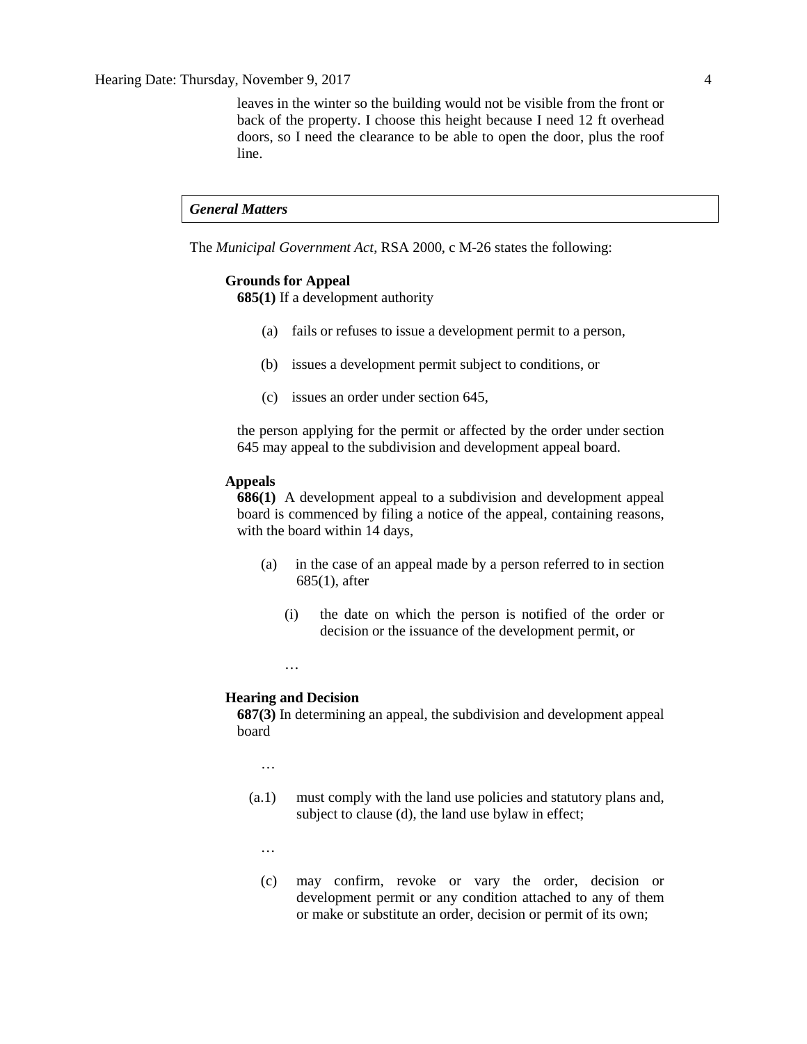leaves in the winter so the building would not be visible from the front or back of the property. I choose this height because I need 12 ft overhead doors, so I need the clearance to be able to open the door, plus the roof line.

***General Matters***

The *Municipal Government Act*, RSA 2000, c M-26 states the following:

**Grounds for Appeal**

**685(1)** If a development authority

(a) fails or refuses to issue a development permit to a person,

(b) issues a development permit subject to conditions, or

(c) issues an order under section 645,

the person applying for the permit or affected by the order under section 645 may appeal to the subdivision and development appeal board.

**Appeals**

**686(1)** A development appeal to a subdivision and development appeal board is commenced by filing a notice of the appeal, containing reasons, with the board within 14 days,

(a) in the case of an appeal made by a person referred to in section 685(1), after

(i) the date on which the person is notified of the order or decision or the issuance of the development permit, or

…

**Hearing and Decision**

**687(3)** In determining an appeal, the subdivision and development appeal board

…

(a.1) must comply with the land use policies and statutory plans and, subject to clause (d), the land use bylaw in effect;

…

(c) may confirm, revoke or vary the order, decision or development permit or any condition attached to any of them or make or substitute an order, decision or permit of its own;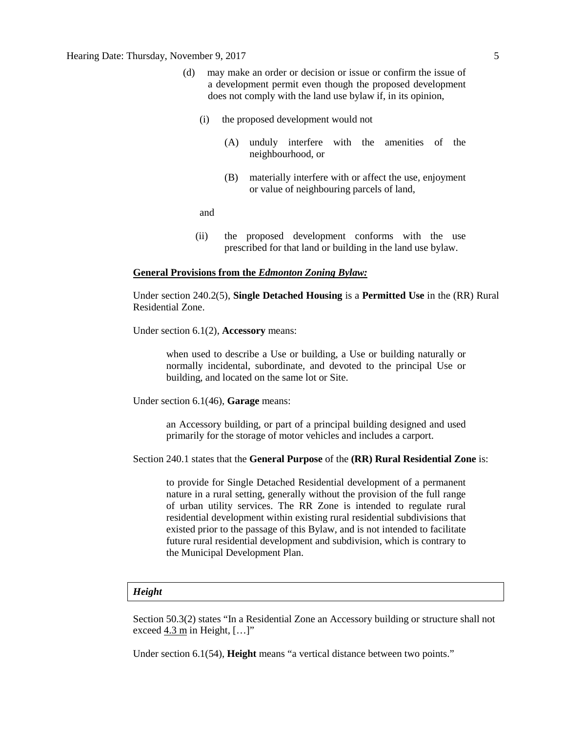(d) may make an order or decision or issue or confirm the issue of a development permit even though the proposed development does not comply with the land use bylaw if, in its opinion,

(i) the proposed development would not

(A) unduly interfere with the amenities of the neighbourhood, or

(B) materially interfere with or affect the use, enjoyment or value of neighbouring parcels of land,

and

(ii) the proposed development conforms with the use prescribed for that land or building in the land use bylaw.

**General Provisions from the *Edmonton Zoning Bylaw:***

Under section 240.2(5), **Single Detached Housing** is a **Permitted Use** in the (RR) Rural Residential Zone.

Under section 6.1(2), **Accessory** means:

> when used to describe a Use or building, a Use or building naturally or normally incidental, subordinate, and devoted to the principal Use or building, and located on the same lot or Site.

Under section 6.1(46), **Garage** means:

> an Accessory building, or part of a principal building designed and used primarily for the storage of motor vehicles and includes a carport.

Section 240.1 states that the **General Purpose** of the **(RR) Rural Residential Zone** is:

> to provide for Single Detached Residential development of a permanent nature in a rural setting, generally without the provision of the full range of urban utility services. The RR Zone is intended to regulate rural residential development within existing rural residential subdivisions that existed prior to the passage of this Bylaw, and is not intended to facilitate future rural residential development and subdivision, which is contrary to the Municipal Development Plan.

***Height***

Section 50.3(2) states "In a Residential Zone an Accessory building or structure shall not exceed 4.3 m in Height, […]"

Under section 6.1(54), **Height** means "a vertical distance between two points."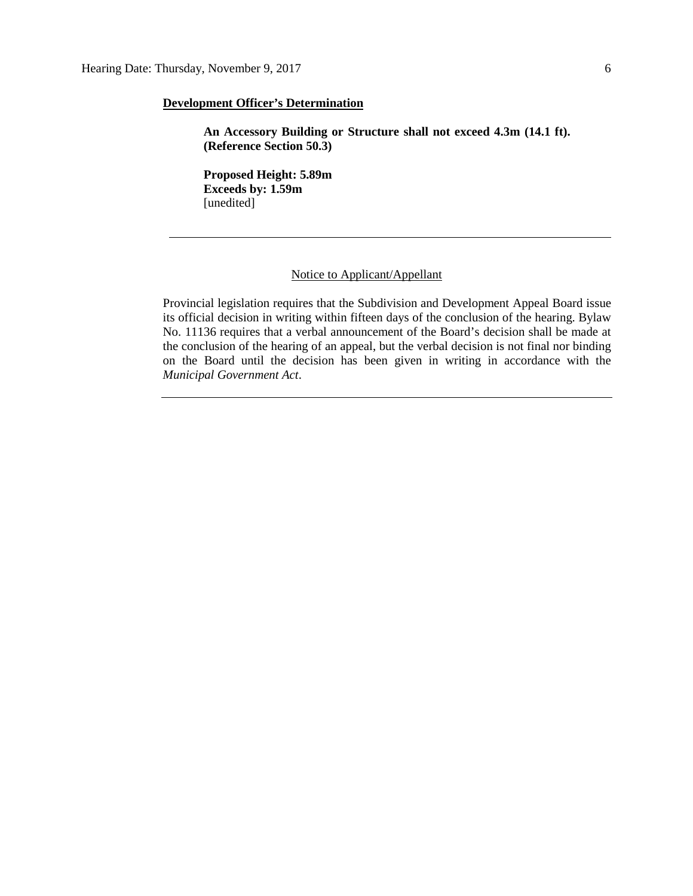**Development Officer's Determination**

> **An Accessory Building or Structure shall not exceed 4.3m (14.1 ft). (Reference Section 50.3)**
>
> **Proposed Height: 5.89m**
> **Exceeds by: 1.59m**
> [unedited]

---

Notice to Applicant/Appellant

Provincial legislation requires that the Subdivision and Development Appeal Board issue its official decision in writing within fifteen days of the conclusion of the hearing. Bylaw No. 11136 requires that a verbal announcement of the Board's decision shall be made at the conclusion of the hearing of an appeal, but the verbal decision is not final nor binding on the Board until the decision has been given in writing in accordance with the *Municipal Government Act*.

---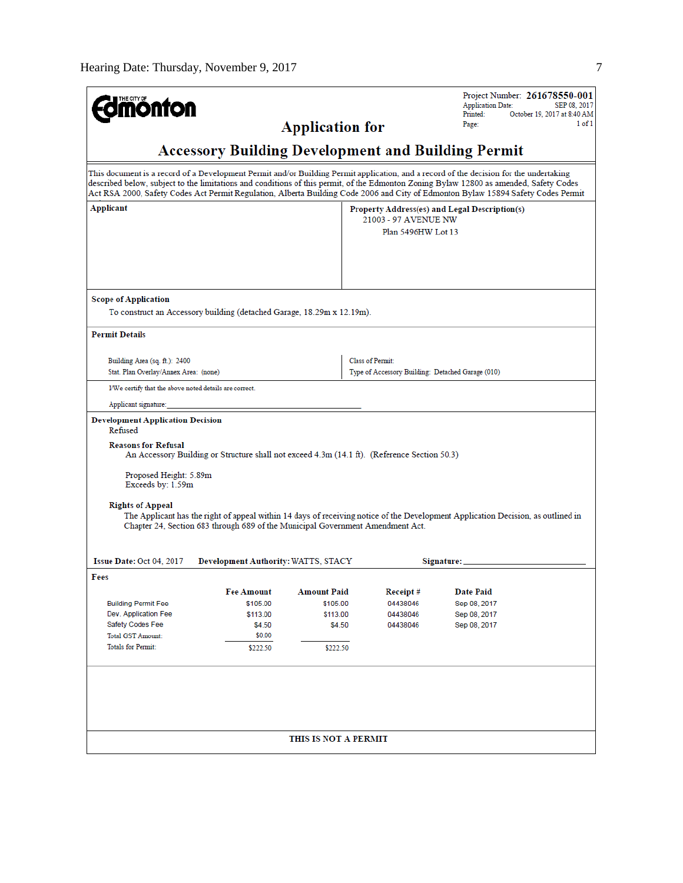**THE CITY OF Edmonton**

Project Number: **261678550-001**
Application Date: SEP 08, 2017
Printed: October 19, 2017 at 8:40 AM
Page: 1 of 1

# Application for

# Accessory Building Development and Building Permit

This document is a record of a Development Permit and/or Building Permit application, and a record of the decision for the undertaking described below, subject to the limitations and conditions of this permit, of the Edmonton Zoning Bylaw 12800 as amended, Safety Codes Act RSA 2000, Safety Codes Act Permit Regulation, Alberta Building Code 2006 and City of Edmonton Bylaw 15894 Safety Codes Permit

| **Applicant** | **Property Address(es) and Legal Description(s)** |
|---|---|
| | 21003 - 97 AVENUE NW<br>Plan 5496HW Lot 13 |

**Scope of Application**

To construct an Accessory building (detached Garage, 18.29m x 12.19m).

**Permit Details**

| | |
|---|---|
| Building Area (sq. ft.): 2400 | Class of Permit: |
| Stat. Plan Overlay/Annex Area: (none) | Type of Accessory Building: Detached Garage (010) |

I/We certify that the above noted details are correct.

Applicant signature:_______________________________

**Development Application Decision**

Refused

**Reasons for Refusal**

An Accessory Building or Structure shall not exceed 4.3m (14.1 ft). (Reference Section 50.3)

Proposed Height: 5.89m
Exceeds by: 1.59m

**Rights of Appeal**

The Applicant has the right of appeal within 14 days of receiving notice of the Development Application Decision, as outlined in Chapter 24, Section 683 through 689 of the Municipal Government Amendment Act.

**Issue Date:** Oct 04, 2017 **Development Authority:** WATTS, STACY **Signature:**_______________________

**Fees**

| | Fee Amount | Amount Paid | Receipt # | Date Paid |
|---|---|---|---|---|
| Building Permit Fee | $105.00 | $105.00 | 04438046 | Sep 08, 2017 |
| Dev. Application Fee | $113.00 | $113.00 | 04438046 | Sep 08, 2017 |
| Safety Codes Fee | $4.50 | $4.50 | 04438046 | Sep 08, 2017 |
| Total GST Amount: | $0.00 | | | |
| Totals for Permit: | $222.50 | $222.50 | | |

**THIS IS NOT A PERMIT**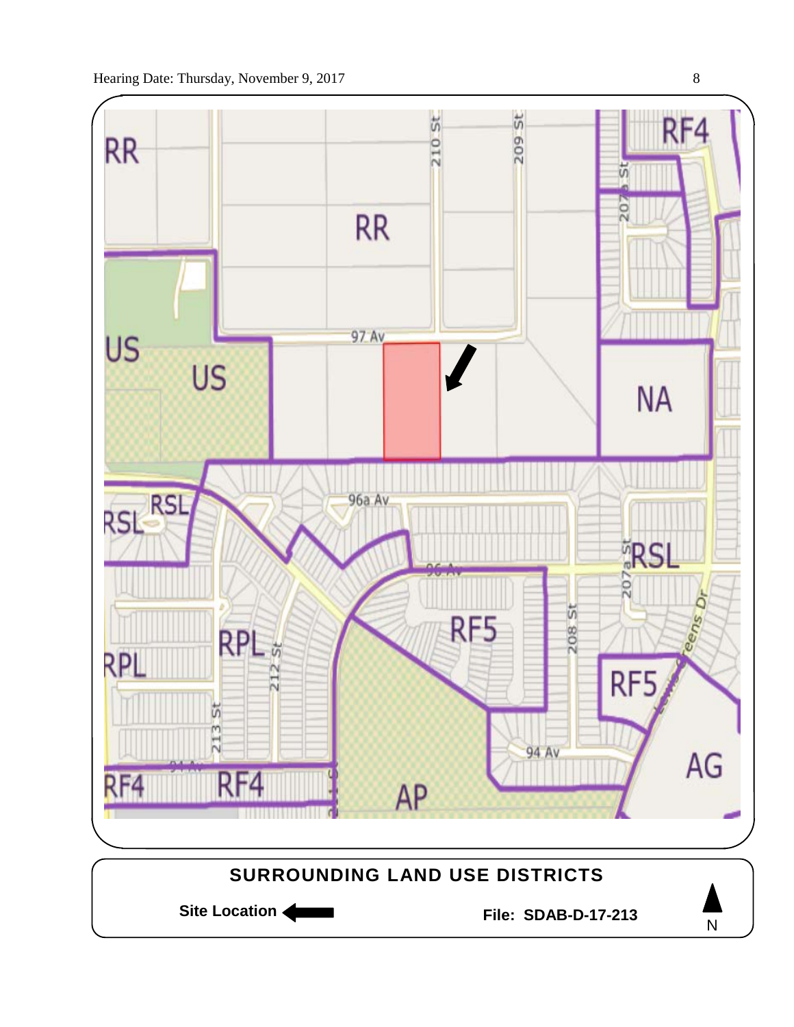RR

RR

US

US

NA

RF4

RSL

RSL

RSL

RPL

RPL

RF5

RF5

RF4

RF4

AP

AG

97 Av

96a Av

96 Av

94 Av

94 Av

210 St

209 St

207a St

207a St

208 St

212 St

213 St

Lewis Greens Dr

**SURROUNDING LAND USE DISTRICTS**

**Site Location** ⬅

**File: SDAB-D-17-213**

N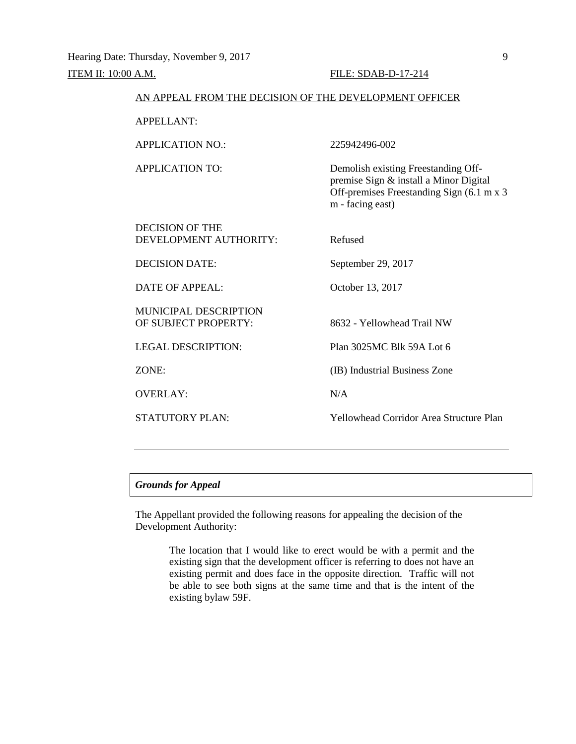ITEM II: 10:00 A.M. FILE: SDAB-D-17-214

AN APPEAL FROM THE DECISION OF THE DEVELOPMENT OFFICER

| | |
|---|---|
| APPELLANT: | |
| APPLICATION NO.: | 225942496-002 |
| APPLICATION TO: | Demolish existing Freestanding Off-premise Sign & install a Minor Digital Off-premises Freestanding Sign (6.1 m x 3 m - facing east) |
| DECISION OF THE DEVELOPMENT AUTHORITY: | Refused |
| DECISION DATE: | September 29, 2017 |
| DATE OF APPEAL: | October 13, 2017 |
| MUNICIPAL DESCRIPTION OF SUBJECT PROPERTY: | 8632 - Yellowhead Trail NW |
| LEGAL DESCRIPTION: | Plan 3025MC Blk 59A Lot 6 |
| ZONE: | (IB) Industrial Business Zone |
| OVERLAY: | N/A |
| STATUTORY PLAN: | Yellowhead Corridor Area Structure Plan |

---

***Grounds for Appeal***

The Appellant provided the following reasons for appealing the decision of the Development Authority:

> The location that I would like to erect would be with a permit and the existing sign that the development officer is referring to does not have an existing permit and does face in the opposite direction. Traffic will not be able to see both signs at the same time and that is the intent of the existing bylaw 59F.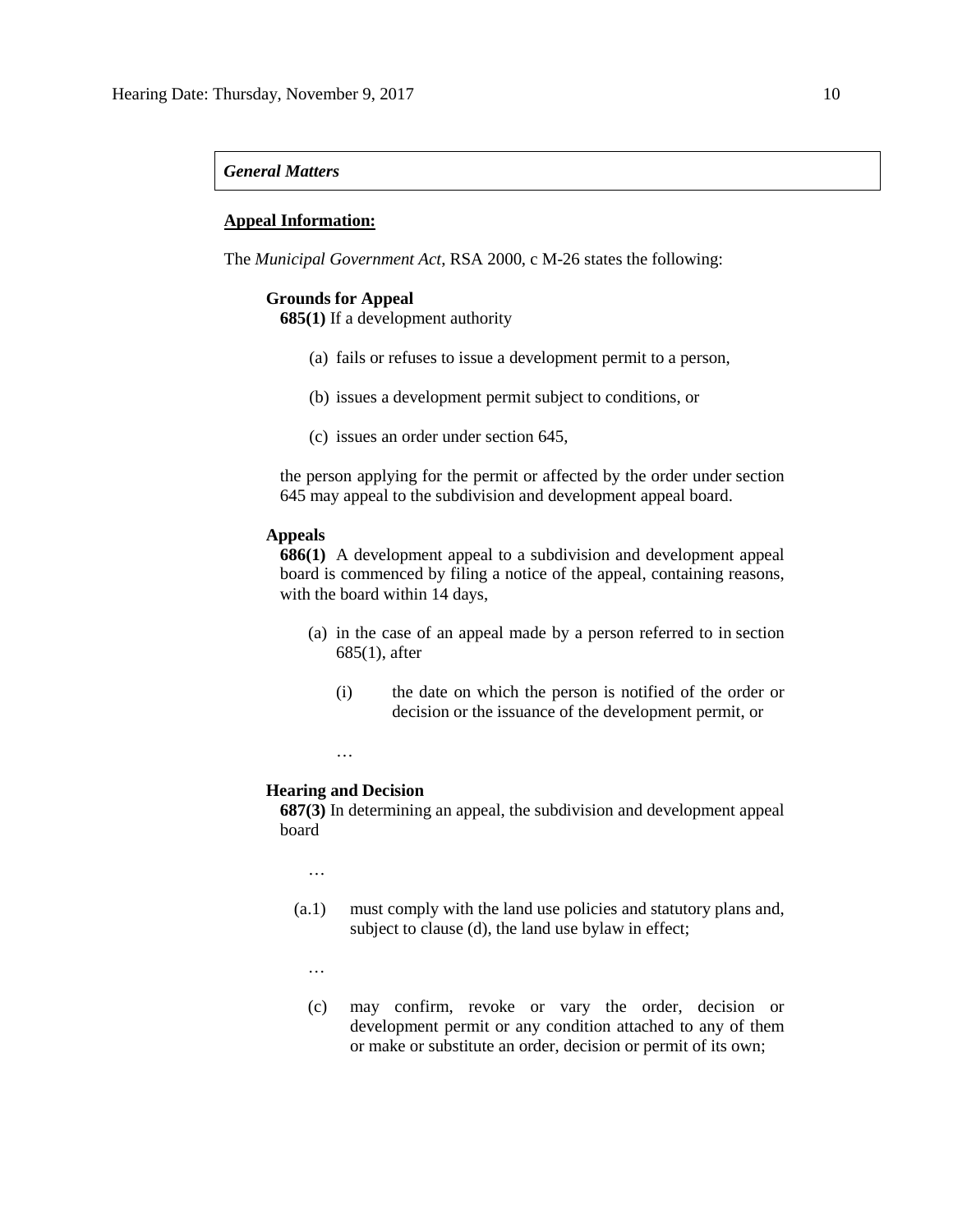*General Matters*

**Appeal Information:**

The *Municipal Government Act*, RSA 2000, c M-26 states the following:

**Grounds for Appeal**

**685(1)** If a development authority

(a) fails or refuses to issue a development permit to a person,

(b) issues a development permit subject to conditions, or

(c) issues an order under section 645,

the person applying for the permit or affected by the order under section 645 may appeal to the subdivision and development appeal board.

**Appeals**

**686(1)** A development appeal to a subdivision and development appeal board is commenced by filing a notice of the appeal, containing reasons, with the board within 14 days,

(a) in the case of an appeal made by a person referred to in section 685(1), after

(i) the date on which the person is notified of the order or decision or the issuance of the development permit, or

…

**Hearing and Decision**

**687(3)** In determining an appeal, the subdivision and development appeal board

…

(a.1) must comply with the land use policies and statutory plans and, subject to clause (d), the land use bylaw in effect;

…

(c) may confirm, revoke or vary the order, decision or development permit or any condition attached to any of them or make or substitute an order, decision or permit of its own;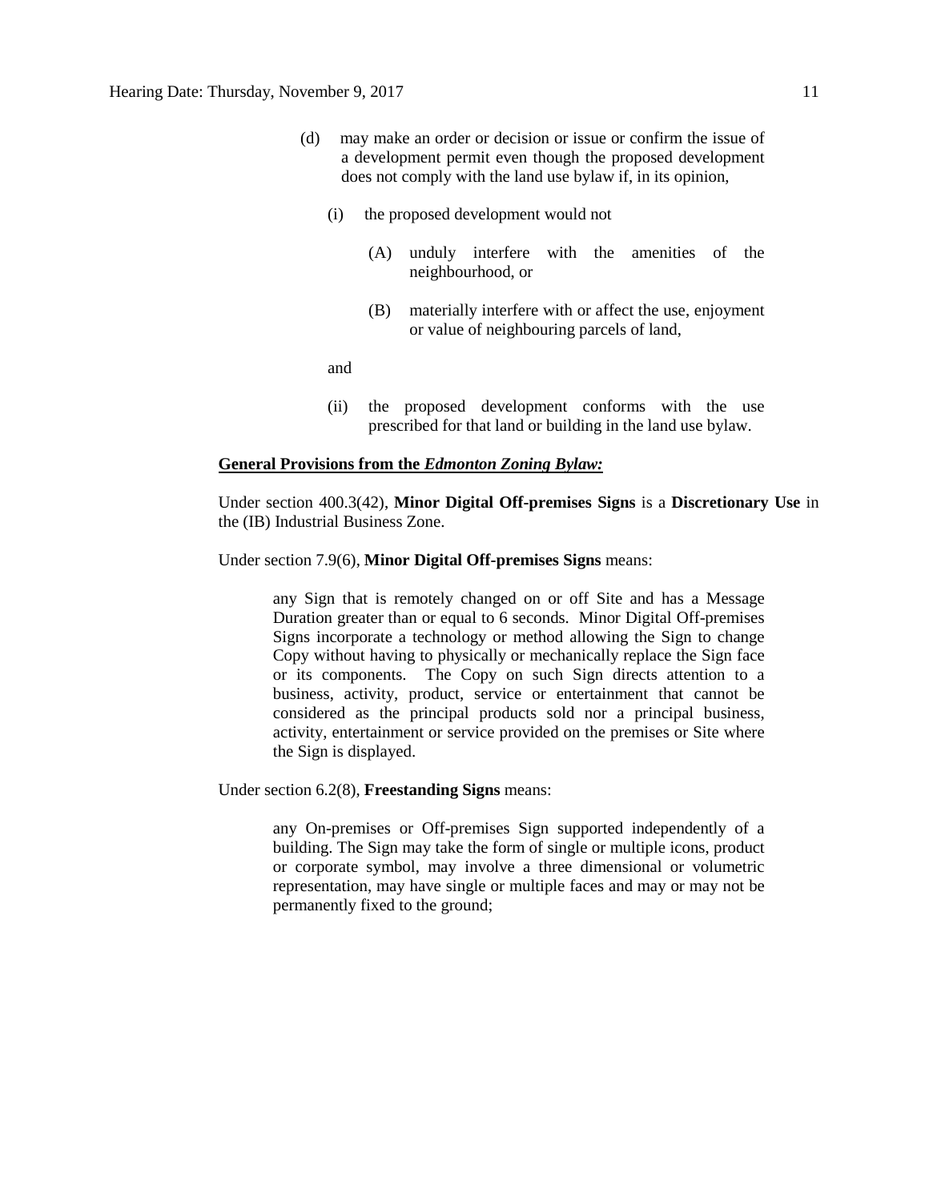(d) may make an order or decision or issue or confirm the issue of a development permit even though the proposed development does not comply with the land use bylaw if, in its opinion,

(i) the proposed development would not

(A) unduly interfere with the amenities of the neighbourhood, or

(B) materially interfere with or affect the use, enjoyment or value of neighbouring parcels of land,

and

(ii) the proposed development conforms with the use prescribed for that land or building in the land use bylaw.

**General Provisions from the *Edmonton Zoning Bylaw:***

Under section 400.3(42), **Minor Digital Off-premises Signs** is a **Discretionary Use** in the (IB) Industrial Business Zone.

Under section 7.9(6), **Minor Digital Off-premises Signs** means:

> any Sign that is remotely changed on or off Site and has a Message Duration greater than or equal to 6 seconds. Minor Digital Off-premises Signs incorporate a technology or method allowing the Sign to change Copy without having to physically or mechanically replace the Sign face or its components. The Copy on such Sign directs attention to a business, activity, product, service or entertainment that cannot be considered as the principal products sold nor a principal business, activity, entertainment or service provided on the premises or Site where the Sign is displayed.

Under section 6.2(8), **Freestanding Signs** means:

> any On-premises or Off-premises Sign supported independently of a building. The Sign may take the form of single or multiple icons, product or corporate symbol, may involve a three dimensional or volumetric representation, may have single or multiple faces and may or may not be permanently fixed to the ground;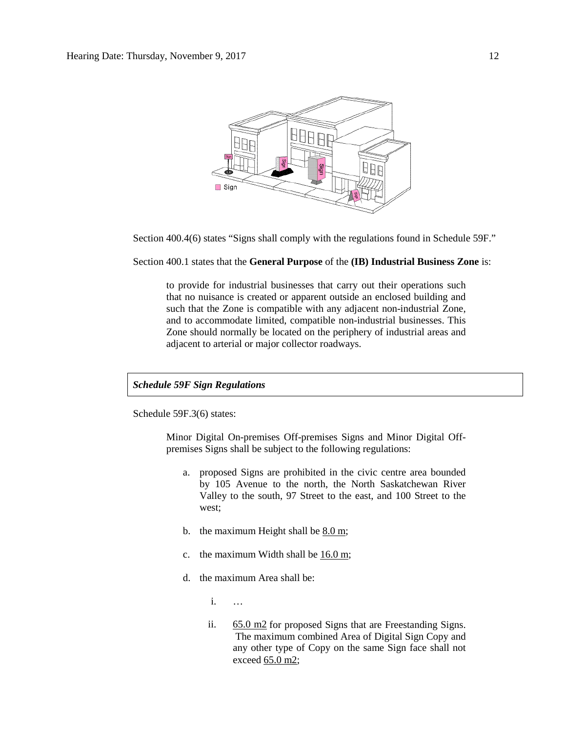Section 400.4(6) states "Signs shall comply with the regulations found in Schedule 59F."

Section 400.1 states that the **General Purpose** of the **(IB) Industrial Business Zone** is:

> to provide for industrial businesses that carry out their operations such that no nuisance is created or apparent outside an enclosed building and such that the Zone is compatible with any adjacent non-industrial Zone, and to accommodate limited, compatible non-industrial businesses. This Zone should normally be located on the periphery of industrial areas and adjacent to arterial or major collector roadways.

***Schedule 59F Sign Regulations***

Schedule 59F.3(6) states:

> Minor Digital On-premises Off-premises Signs and Minor Digital Off-premises Signs shall be subject to the following regulations:
>
> a. proposed Signs are prohibited in the civic centre area bounded by 105 Avenue to the north, the North Saskatchewan River Valley to the south, 97 Street to the east, and 100 Street to the west;
>
> b. the maximum Height shall be 8.0 m;
>
> c. the maximum Width shall be 16.0 m;
>
> d. the maximum Area shall be:
>
> i. …
>
> ii. 65.0 m2 for proposed Signs that are Freestanding Signs. The maximum combined Area of Digital Sign Copy and any other type of Copy on the same Sign face shall not exceed 65.0 m2;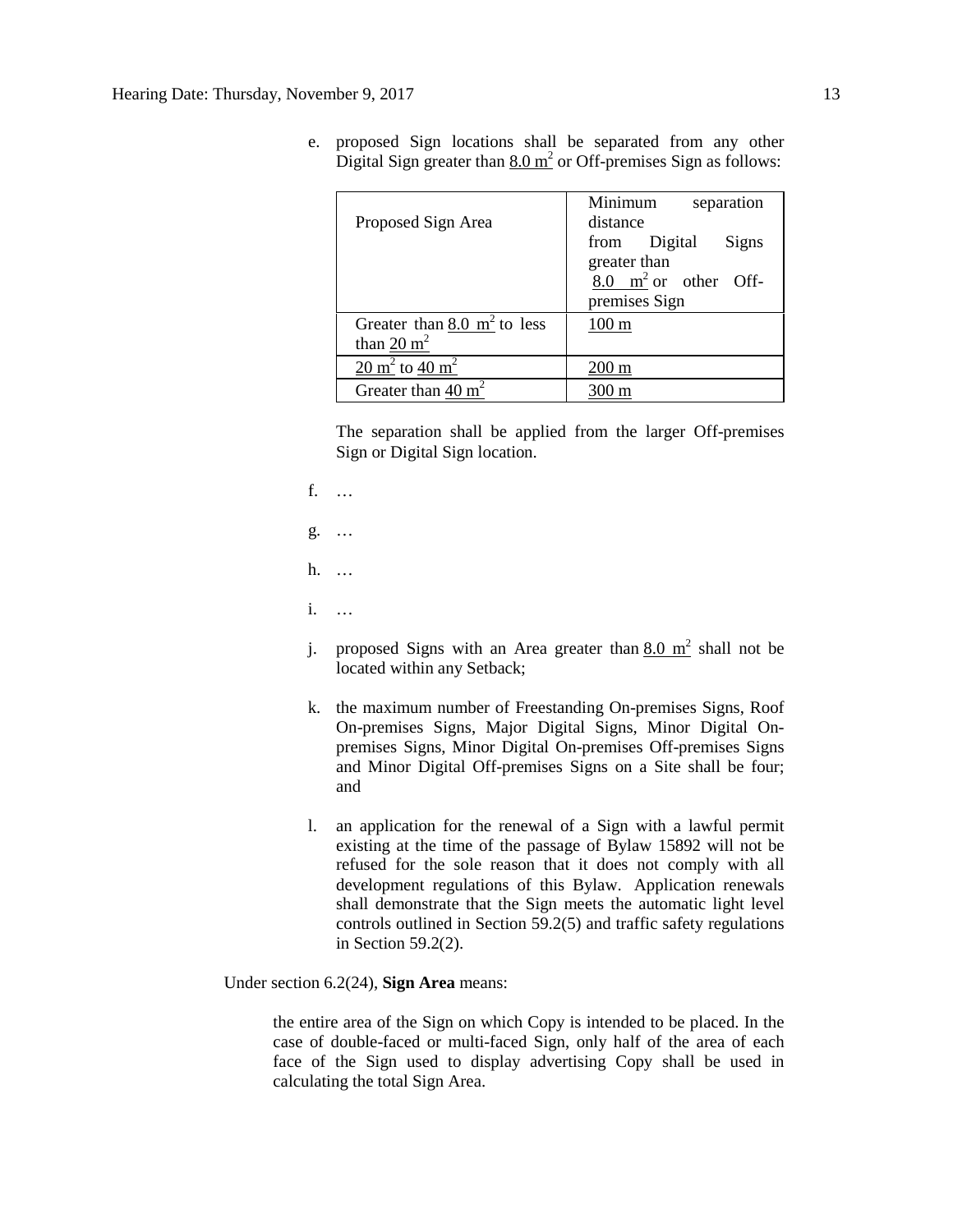e. proposed Sign locations shall be separated from any other Digital Sign greater than $8.0 \text{ m}^2$ or Off-premises Sign as follows:

| Proposed Sign Area | Minimum separation distance from Digital Signs greater than $8.0 \text{ m}^2$ or other Off-premises Sign |
|---|---|
| Greater than $8.0 \text{ m}^2$ to less than $20 \text{ m}^2$ | 100 m |
| $20 \text{ m}^2$ to $40 \text{ m}^2$ | 200 m |
| Greater than $40 \text{ m}^2$ | 300 m |

The separation shall be applied from the larger Off-premises Sign or Digital Sign location.

f. …

g. …

h. …

i. …

j. proposed Signs with an Area greater than $8.0 \text{ m}^2$ shall not be located within any Setback;

k. the maximum number of Freestanding On-premises Signs, Roof On-premises Signs, Major Digital Signs, Minor Digital On-premises Signs, Minor Digital On-premises Off-premises Signs and Minor Digital Off-premises Signs on a Site shall be four; and

l. an application for the renewal of a Sign with a lawful permit existing at the time of the passage of Bylaw 15892 will not be refused for the sole reason that it does not comply with all development regulations of this Bylaw. Application renewals shall demonstrate that the Sign meets the automatic light level controls outlined in Section 59.2(5) and traffic safety regulations in Section 59.2(2).

Under section 6.2(24), **Sign Area** means:

> the entire area of the Sign on which Copy is intended to be placed. In the case of double-faced or multi-faced Sign, only half of the area of each face of the Sign used to display advertising Copy shall be used in calculating the total Sign Area.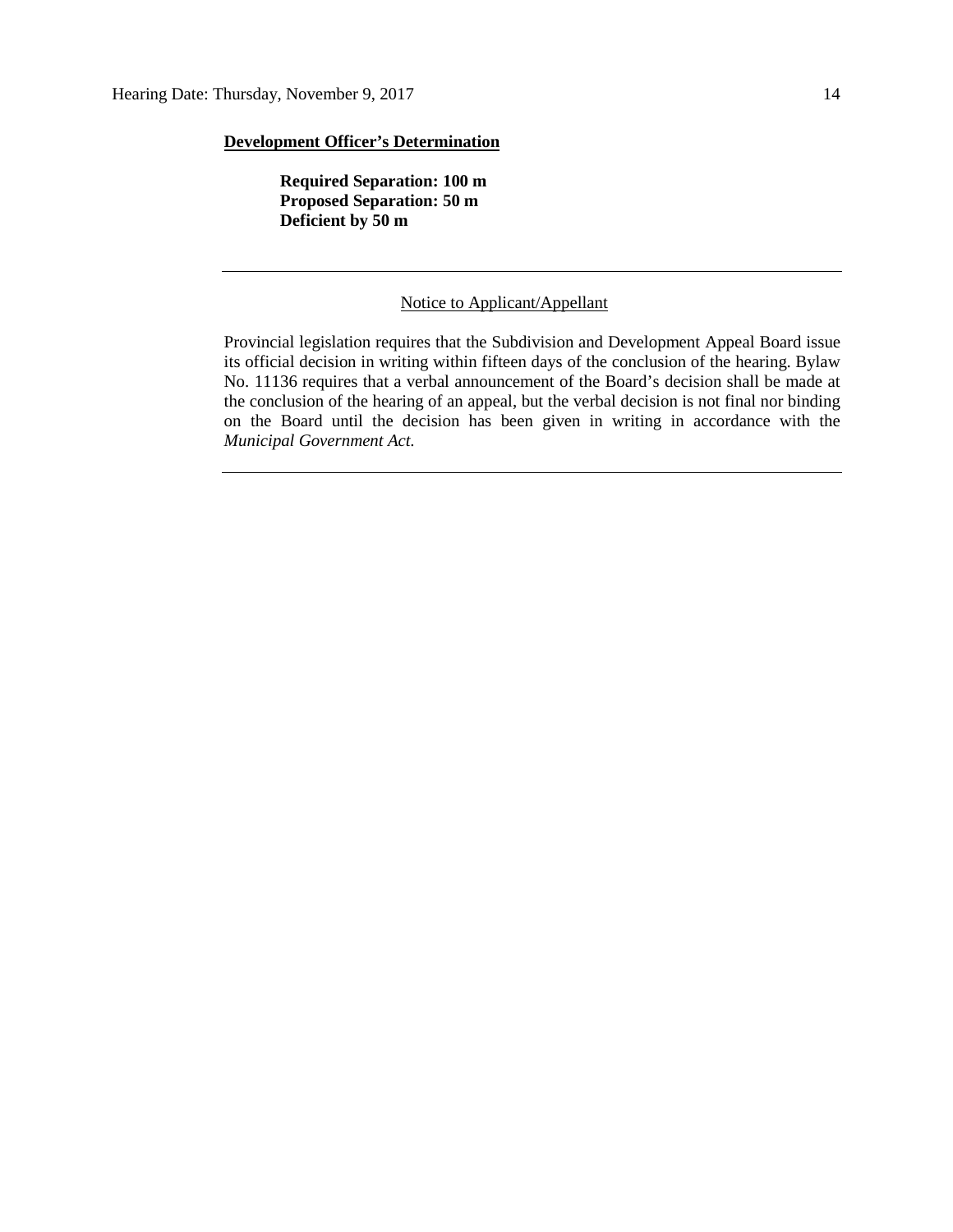**<u>Development Officer's Determination</u>**

> **Required Separation: 100 m**
> **Proposed Separation: 50 m**
> **Deficient by 50 m**

---

<u>Notice to Applicant/Appellant</u>

Provincial legislation requires that the Subdivision and Development Appeal Board issue its official decision in writing within fifteen days of the conclusion of the hearing. Bylaw No. 11136 requires that a verbal announcement of the Board's decision shall be made at the conclusion of the hearing of an appeal, but the verbal decision is not final nor binding on the Board until the decision has been given in writing in accordance with the *Municipal Government Act*.

---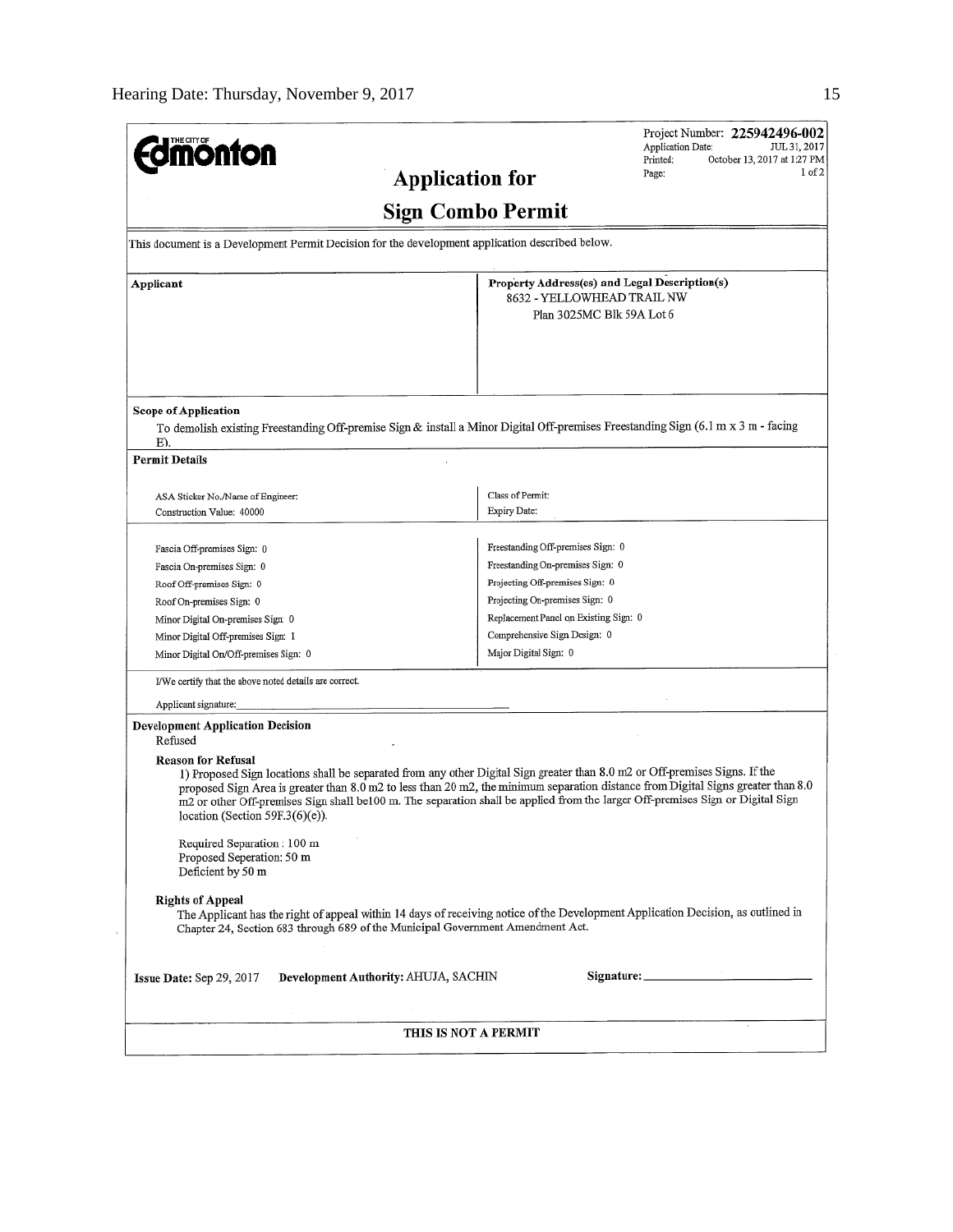**THE CITY OF Edmonton**

Project Number: **225942496-002**
Application Date: JUL 31, 2017
Printed: October 13, 2017 at 1:27 PM
Page: 1 of 2

# Application for

# Sign Combo Permit

This document is a Development Permit Decision for the development application described below.

| **Applicant** | **Property Address(es) and Legal Description(s)** |
|---|---|
| | 8632 - YELLOWHEAD TRAIL NW<br>Plan 3025MC Blk 59A Lot 6 |

**Scope of Application**

To demolish existing Freestanding Off-premise Sign & install a Minor Digital Off-premises Freestanding Sign (6.1 m x 3 m - facing E).

**Permit Details**

| | |
|---|---|
| ASA Sticker No./Name of Engineer: | Class of Permit: |
| Construction Value: 40000 | Expiry Date: |
| | |
| Fascia Off-premises Sign: 0 | Freestanding Off-premises Sign: 0 |
| Fascia On-premises Sign: 0 | Freestanding On-premises Sign: 0 |
| Roof Off-premises Sign: 0 | Projecting Off-premises Sign: 0 |
| Roof On-premises Sign: 0 | Projecting On-premises Sign: 0 |
| Minor Digital On-premises Sign: 0 | Replacement Panel on Existing Sign: 0 |
| Minor Digital Off-premises Sign: 1 | Comprehensive Sign Design: 0 |
| Minor Digital On/Off-premises Sign: 0 | Major Digital Sign: 0 |

I/We certify that the above noted details are correct.

Applicant signature:

**Development Application Decision**

Refused

**Reason for Refusal**

1) Proposed Sign locations shall be separated from any other Digital Sign greater than 8.0 m2 or Off-premises Signs. If the proposed Sign Area is greater than 8.0 m2 to less than 20 m2, the minimum separation distance from Digital Signs greater than 8.0 m2 or other Off-premises Sign shall be100 m. The separation shall be applied from the larger Off-premises Sign or Digital Sign location (Section 59F.3(6)(e)).

Required Separation : 100 m
Proposed Seperation: 50 m
Deficient by 50 m

**Rights of Appeal**

The Applicant has the right of appeal within 14 days of receiving notice of the Development Application Decision, as outlined in Chapter 24, Section 683 through 689 of the Municipal Government Amendment Act.

**Issue Date:** Sep 29, 2017 **Development Authority:** AHUJA, SACHIN **Signature:**

**THIS IS NOT A PERMIT**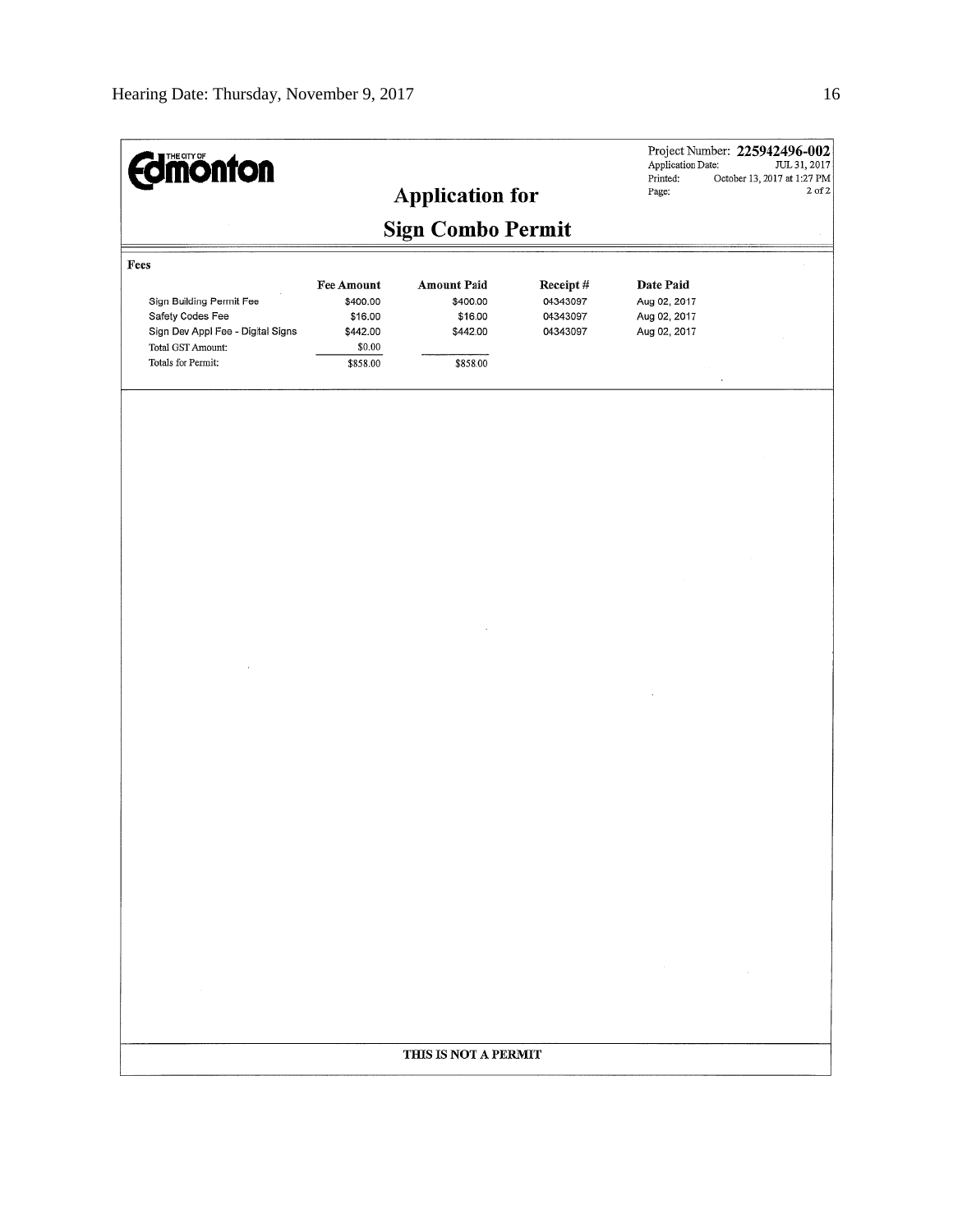THE CITY OF **Edmonton**

Project Number: **225942496-002**
Application Date: JUL 31, 2017
Printed: October 13, 2017 at 1:27 PM
Page: 2 of 2

# Application for

# Sign Combo Permit

**Fees**

| | Fee Amount | Amount Paid | Receipt # | Date Paid |
|---|---|---|---|---|
| Sign Building Permit Fee | $400.00 | $400.00 | 04343097 | Aug 02, 2017 |
| Safety Codes Fee | $16.00 | $16.00 | 04343097 | Aug 02, 2017 |
| Sign Dev Appl Fee - Digital Signs | $442.00 | $442.00 | 04343097 | Aug 02, 2017 |
| Total GST Amount: | $0.00 | | | |
| Totals for Permit: | $858.00 | $858.00 | | |

**THIS IS NOT A PERMIT**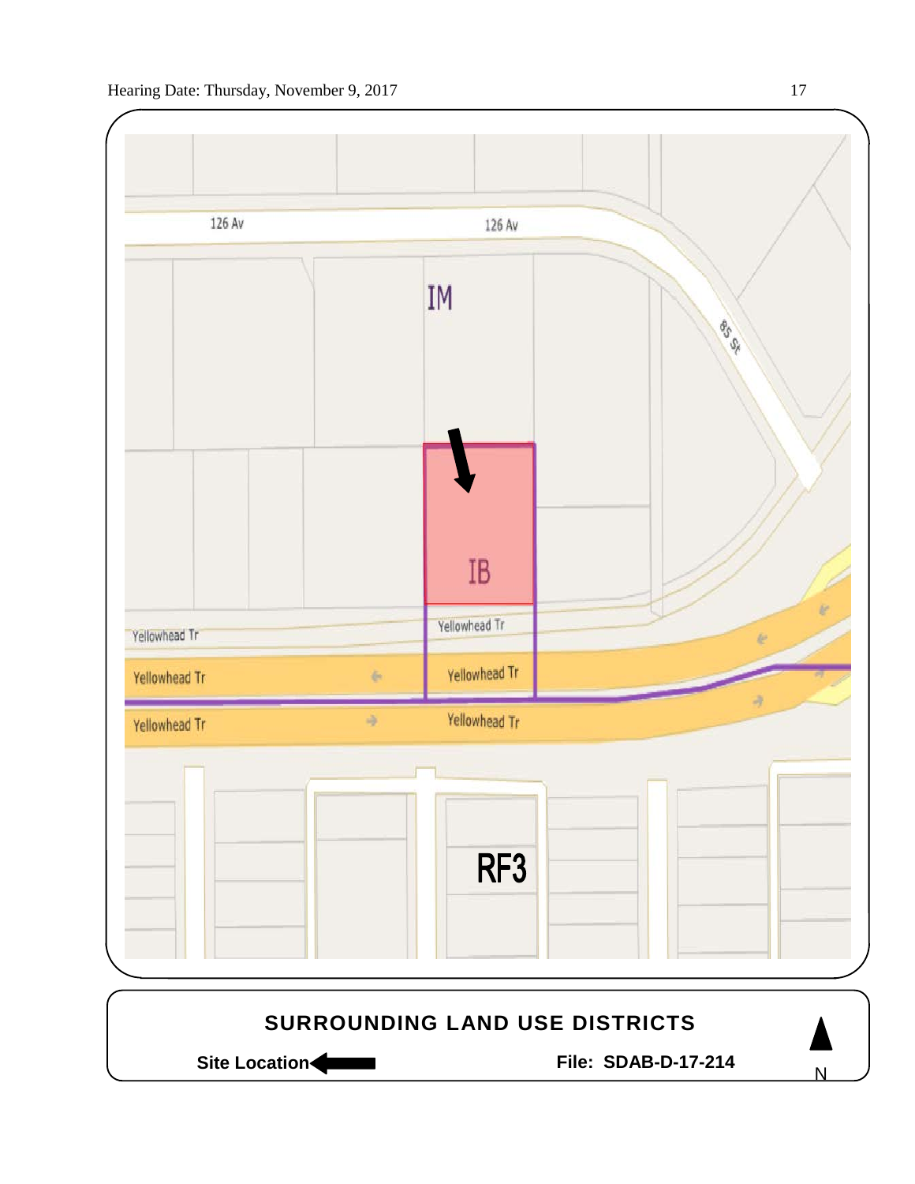126 Av

126 Av

IM

85 St

IB

Yellowhead Tr

Yellowhead Tr

Yellowhead Tr

Yellowhead Tr

Yellowhead Tr

Yellowhead Tr

RF3

**SURROUNDING LAND USE DISTRICTS**

**Site Location** ←

**File: SDAB-D-17-214**

N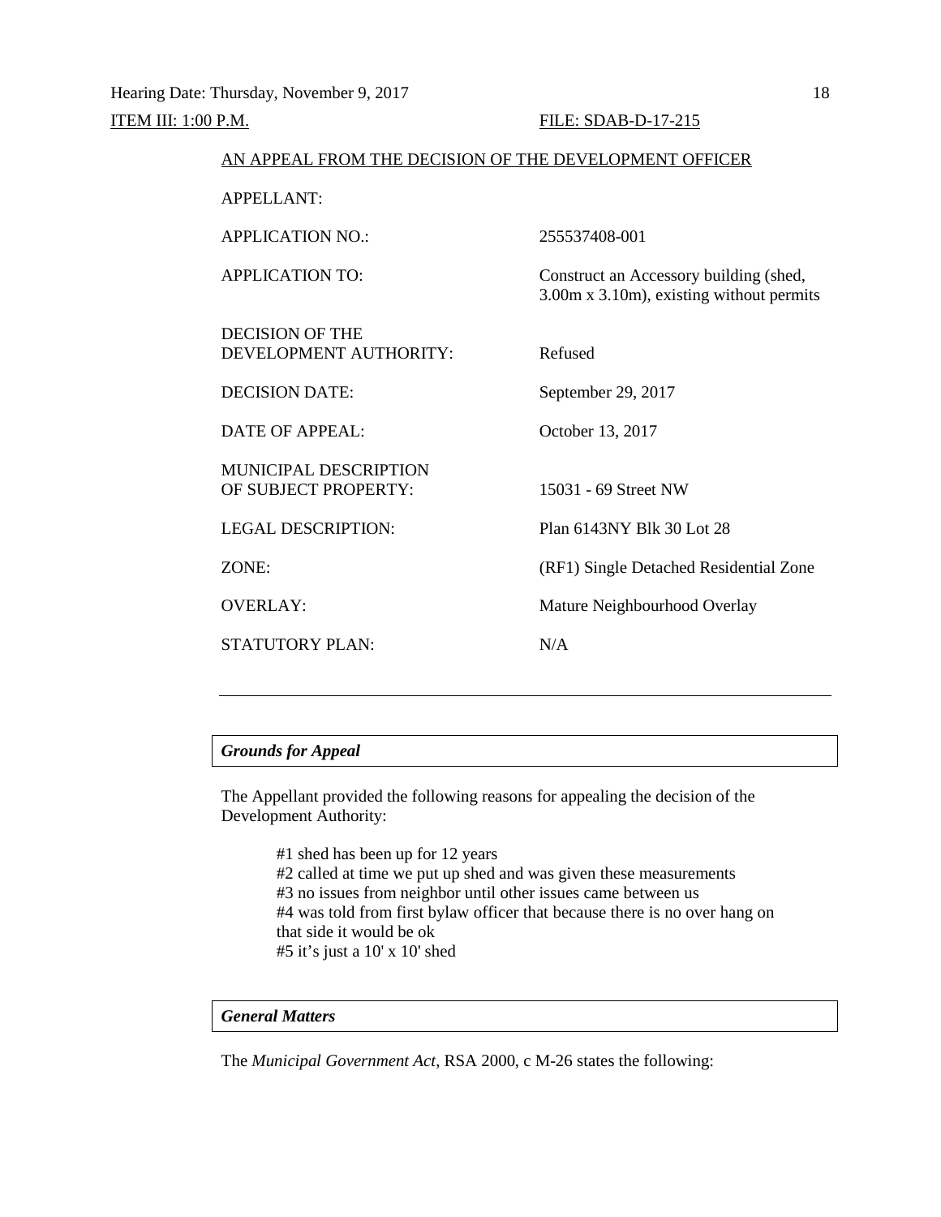ITEM III: 1:00 P.M. FILE: SDAB-D-17-215

AN APPEAL FROM THE DECISION OF THE DEVELOPMENT OFFICER

| | |
|---|---|
| APPELLANT: | |
| APPLICATION NO.: | 255537408-001 |
| APPLICATION TO: | Construct an Accessory building (shed, 3.00m x 3.10m), existing without permits |
| DECISION OF THE DEVELOPMENT AUTHORITY: | Refused |
| DECISION DATE: | September 29, 2017 |
| DATE OF APPEAL: | October 13, 2017 |
| MUNICIPAL DESCRIPTION OF SUBJECT PROPERTY: | 15031 - 69 Street NW |
| LEGAL DESCRIPTION: | Plan 6143NY Blk 30 Lot 28 |
| ZONE: | (RF1) Single Detached Residential Zone |
| OVERLAY: | Mature Neighbourhood Overlay |
| STATUTORY PLAN: | N/A |

---

***Grounds for Appeal***

The Appellant provided the following reasons for appealing the decision of the Development Authority:

> #1 shed has been up for 12 years
> #2 called at time we put up shed and was given these measurements
> #3 no issues from neighbor until other issues came between us
> #4 was told from first bylaw officer that because there is no over hang on that side it would be ok
> #5 it's just a 10' x 10' shed

***General Matters***

The *Municipal Government Act*, RSA 2000, c M-26 states the following: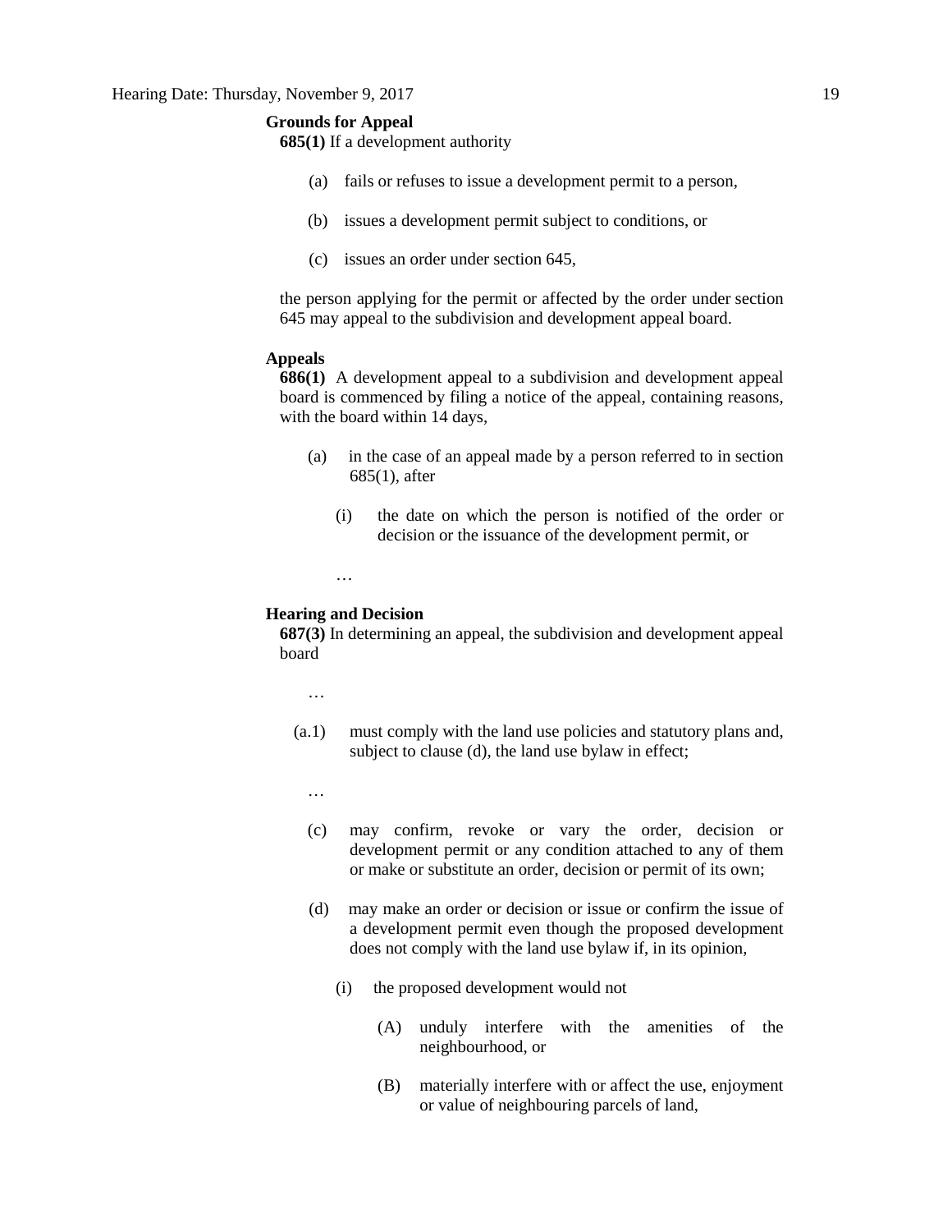**Grounds for Appeal**

**685(1)** If a development authority

(a) fails or refuses to issue a development permit to a person,

(b) issues a development permit subject to conditions, or

(c) issues an order under section 645,

the person applying for the permit or affected by the order under section 645 may appeal to the subdivision and development appeal board.

**Appeals**

**686(1)** A development appeal to a subdivision and development appeal board is commenced by filing a notice of the appeal, containing reasons, with the board within 14 days,

(a) in the case of an appeal made by a person referred to in section 685(1), after

(i) the date on which the person is notified of the order or decision or the issuance of the development permit, or

…

**Hearing and Decision**

**687(3)** In determining an appeal, the subdivision and development appeal board

…

(a.1) must comply with the land use policies and statutory plans and, subject to clause (d), the land use bylaw in effect;

…

(c) may confirm, revoke or vary the order, decision or development permit or any condition attached to any of them or make or substitute an order, decision or permit of its own;

(d) may make an order or decision or issue or confirm the issue of a development permit even though the proposed development does not comply with the land use bylaw if, in its opinion,

(i) the proposed development would not

(A) unduly interfere with the amenities of the neighbourhood, or

(B) materially interfere with or affect the use, enjoyment or value of neighbouring parcels of land,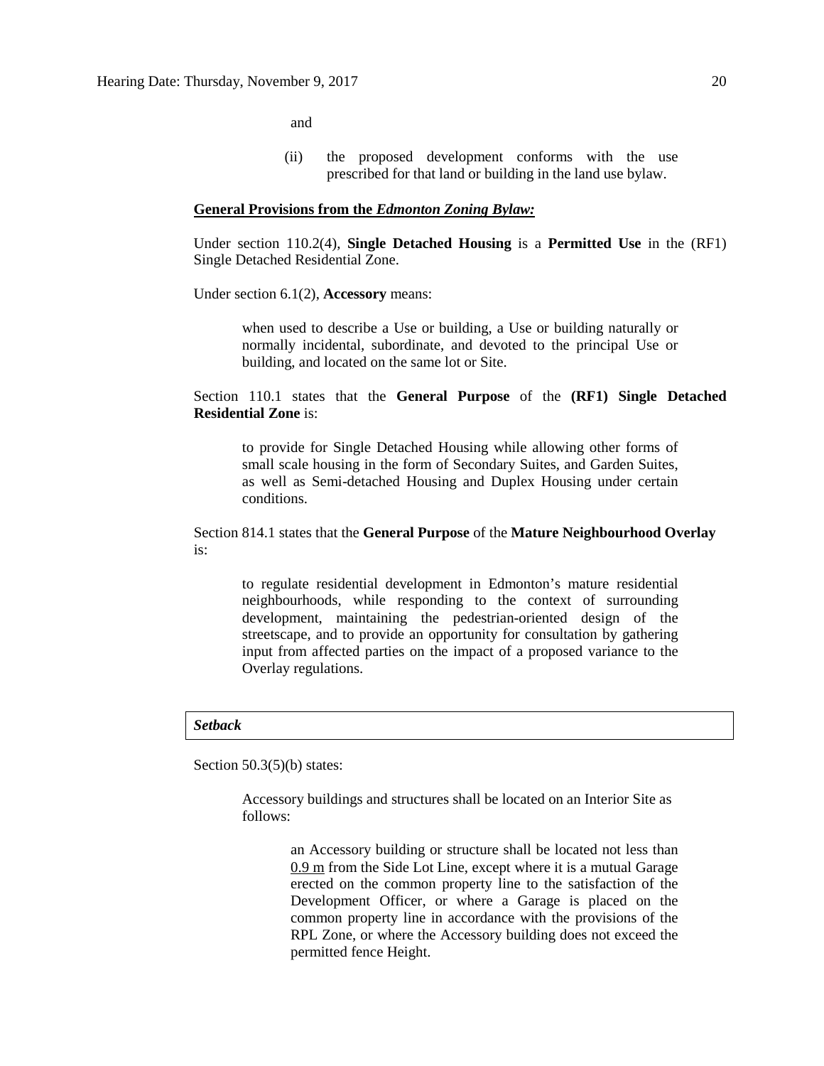and

(ii) the proposed development conforms with the use prescribed for that land or building in the land use bylaw.

**General Provisions from the *Edmonton Zoning Bylaw:***

Under section 110.2(4), **Single Detached Housing** is a **Permitted Use** in the (RF1) Single Detached Residential Zone.

Under section 6.1(2), **Accessory** means:

> when used to describe a Use or building, a Use or building naturally or normally incidental, subordinate, and devoted to the principal Use or building, and located on the same lot or Site.

Section 110.1 states that the **General Purpose** of the **(RF1) Single Detached Residential Zone** is:

> to provide for Single Detached Housing while allowing other forms of small scale housing in the form of Secondary Suites, and Garden Suites, as well as Semi-detached Housing and Duplex Housing under certain conditions.

Section 814.1 states that the **General Purpose** of the **Mature Neighbourhood Overlay** is:

> to regulate residential development in Edmonton's mature residential neighbourhoods, while responding to the context of surrounding development, maintaining the pedestrian-oriented design of the streetscape, and to provide an opportunity for consultation by gathering input from affected parties on the impact of a proposed variance to the Overlay regulations.

***Setback***

Section 50.3(5)(b) states:

> Accessory buildings and structures shall be located on an Interior Site as follows:
>
> > an Accessory building or structure shall be located not less than 0.9 m from the Side Lot Line, except where it is a mutual Garage erected on the common property line to the satisfaction of the Development Officer, or where a Garage is placed on the common property line in accordance with the provisions of the RPL Zone, or where the Accessory building does not exceed the permitted fence Height.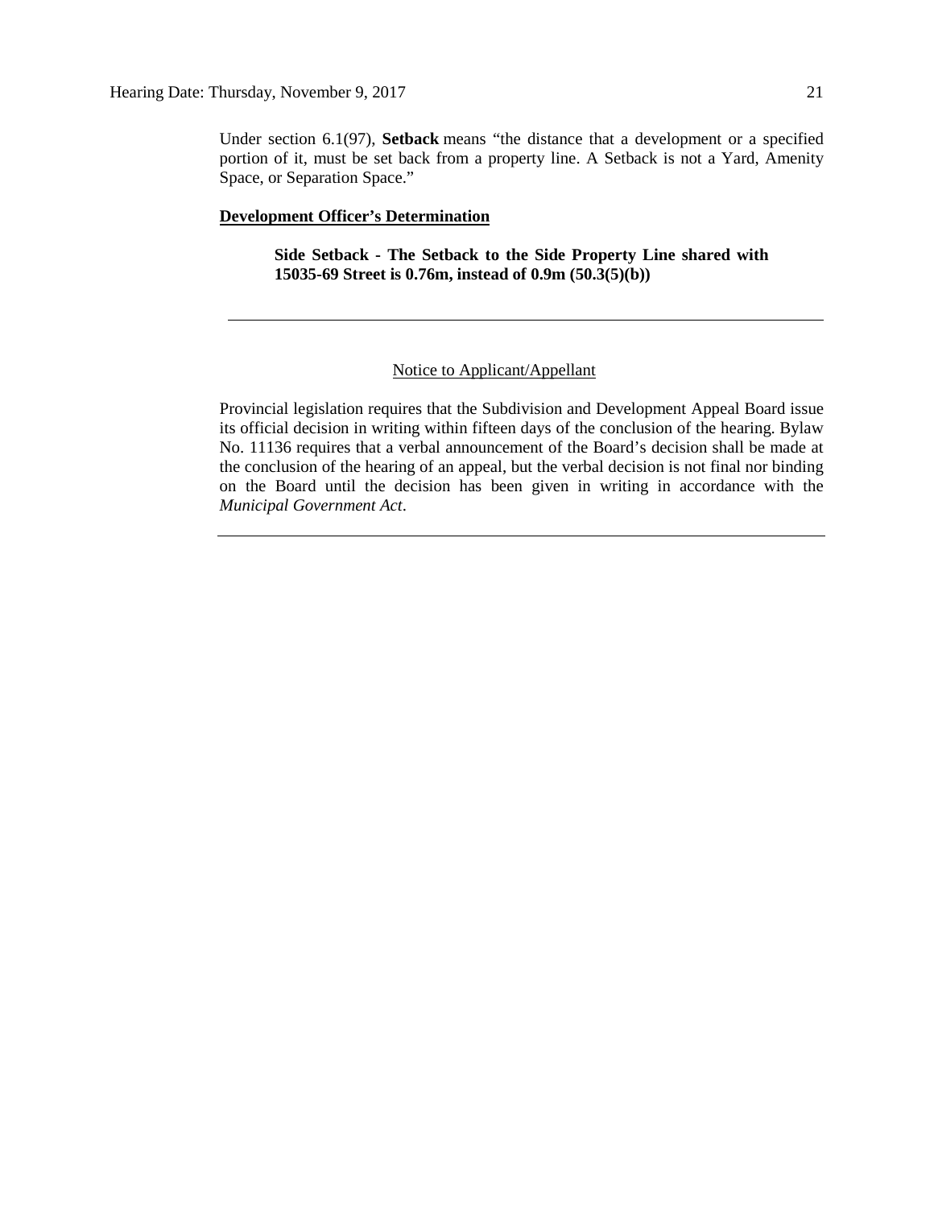Under section 6.1(97), **Setback** means "the distance that a development or a specified portion of it, must be set back from a property line. A Setback is not a Yard, Amenity Space, or Separation Space."

**Development Officer's Determination**

> **Side Setback - The Setback to the Side Property Line shared with 15035-69 Street is 0.76m, instead of 0.9m (50.3(5)(b))**

---

Notice to Applicant/Appellant

Provincial legislation requires that the Subdivision and Development Appeal Board issue its official decision in writing within fifteen days of the conclusion of the hearing. Bylaw No. 11136 requires that a verbal announcement of the Board's decision shall be made at the conclusion of the hearing of an appeal, but the verbal decision is not final nor binding on the Board until the decision has been given in writing in accordance with the *Municipal Government Act*.

---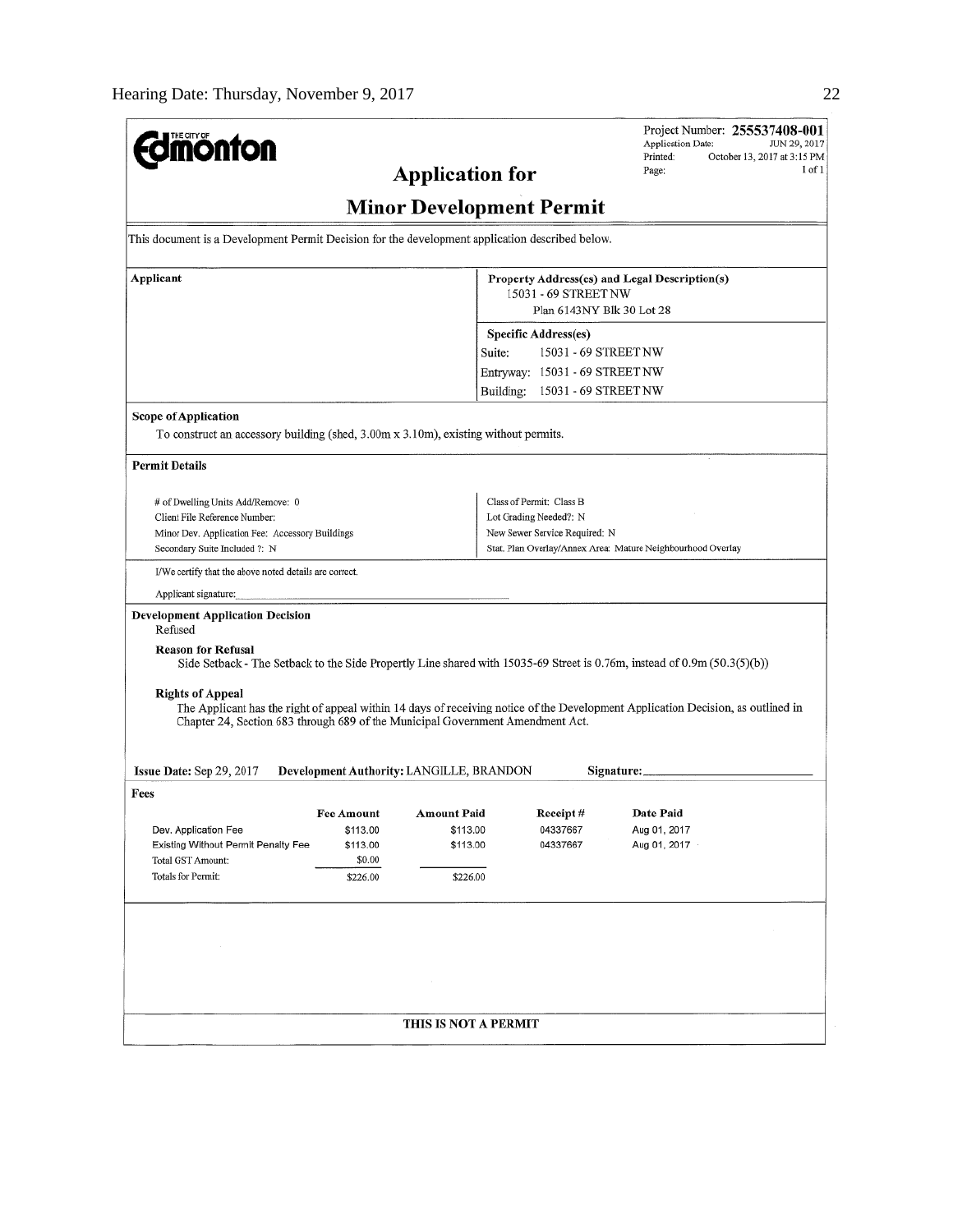**Edmonton** (THE CITY OF)

Project Number: **255537408-001**
Application Date: JUN 29, 2017
Printed: October 13, 2017 at 3:15 PM
Page: 1 of 1

# Application for

# Minor Development Permit

This document is a Development Permit Decision for the development application described below.

**Applicant**

**Property Address(es) and Legal Description(s)**
15031 - 69 STREET NW
Plan 6143NY Blk 30 Lot 28

**Specific Address(es)**
Suite: 15031 - 69 STREET NW
Entryway: 15031 - 69 STREET NW
Building: 15031 - 69 STREET NW

**Scope of Application**

To construct an accessory building (shed, 3.00m x 3.10m), existing without permits.

**Permit Details**

| | |
|---|---|
| # of Dwelling Units Add/Remove: 0 | Class of Permit: Class B |
| Client File Reference Number: | Lot Grading Needed?: N |
| Minor Dev. Application Fee: Accessory Buildings | New Sewer Service Required: N |
| Secondary Suite Included ?: N | Stat. Plan Overlay/Annex Area: Mature Neighbourhood Overlay |

I/We certify that the above noted details are correct.

Applicant signature:

**Development Application Decision**

Refused

**Reason for Refusal**

Side Setback - The Setback to the Side Property Line shared with 15035-69 Street is 0.76m, instead of 0.9m (50.3(5)(b))

**Rights of Appeal**

The Applicant has the right of appeal within 14 days of receiving notice of the Development Application Decision, as outlined in Chapter 24, Section 683 through 689 of the Municipal Government Amendment Act.

**Issue Date:** Sep 29, 2017 **Development Authority:** LANGILLE, BRANDON **Signature:**

**Fees**

| | Fee Amount | Amount Paid | Receipt # | Date Paid |
|---|---|---|---|---|
| Dev. Application Fee | $113.00 | $113.00 | 04337667 | Aug 01, 2017 |
| Existing Without Permit Penalty Fee | $113.00 | $113.00 | 04337667 | Aug 01, 2017 |
| Total GST Amount: | $0.00 | | | |
| Totals for Permit: | $226.00 | $226.00 | | |

**THIS IS NOT A PERMIT**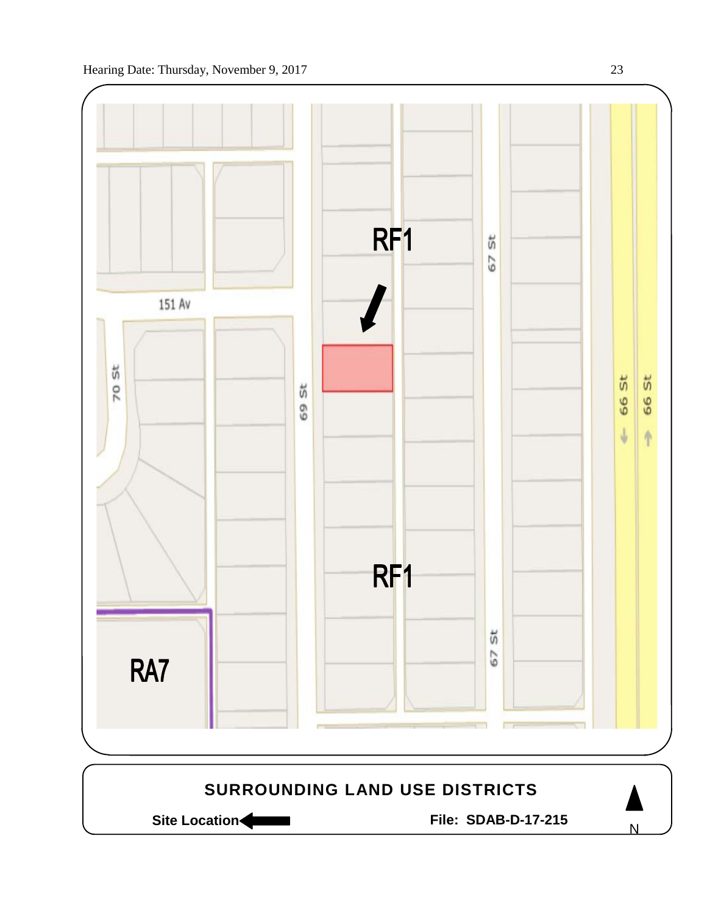RF1

151 Av

70 St

69 St

67 St

66 St

66 St

RF1

RA7

67 St

**SURROUNDING LAND USE DISTRICTS**

**Site Location**

**File: SDAB-D-17-215**

N